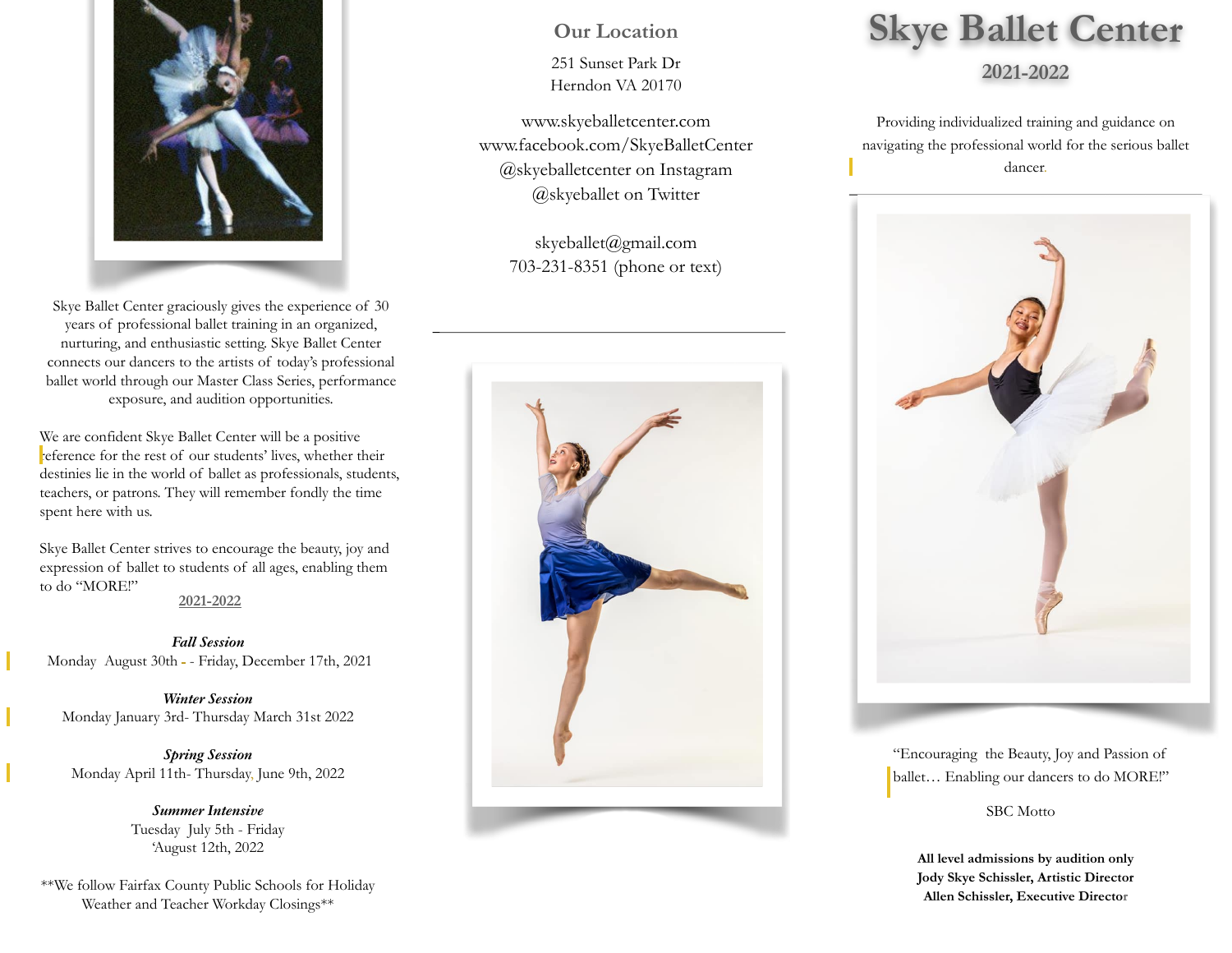Skye Ballet Center graciously gives the experience of 30 years of professional ballet training in an organized, nurturing, and enthusiastic setting. Skye Ballet Center connects our dancers to the artists of today's professional ballet world through our Master Class Series, performance exposure, and audition opportunities.

We are confident Skye Ballet Center will be a positive reference for the rest of our students' lives, whether their destinies lie in the world of ballet as professionals, students, teachers, or patrons. They will remember fondly the time spent here with us.

Skye Ballet Center strives to encourage the beauty, joy and expression of ballet to students of all ages, enabling them to do "MORE!"

**2021-2022**

***Fall Session***
Monday August 30th - - Friday, December 17th, 2021

***Winter Session***
Monday January 3rd- Thursday March 31st 2022

***Spring Session***
Monday April 11th- Thursday, June 9th, 2022

***Summer Intensive***
Tuesday July 5th - Friday 'August 12th, 2022

**We follow Fairfax County Public Schools for Holiday Weather and Teacher Workday Closings**

## Our Location

251 Sunset Park Dr
Herndon VA 20170

www.skyeballetcenter.com
www.facebook.com/SkyeBalletCenter
@skyeballetcenter on Instagram
@skyeballet on Twitter

skyeballet@gmail.com
703-231-8351 (phone or text)

# Skye Ballet Center

## 2021-2022

Providing individualized training and guidance on navigating the professional world for the serious ballet dancer.

"Encouraging the Beauty, Joy and Passion of ballet… Enabling our dancers to do MORE!"

SBC Motto

**All level admissions by audition only**
**Jody Skye Schissler, Artistic Director**
**Allen Schissler, Executive Director**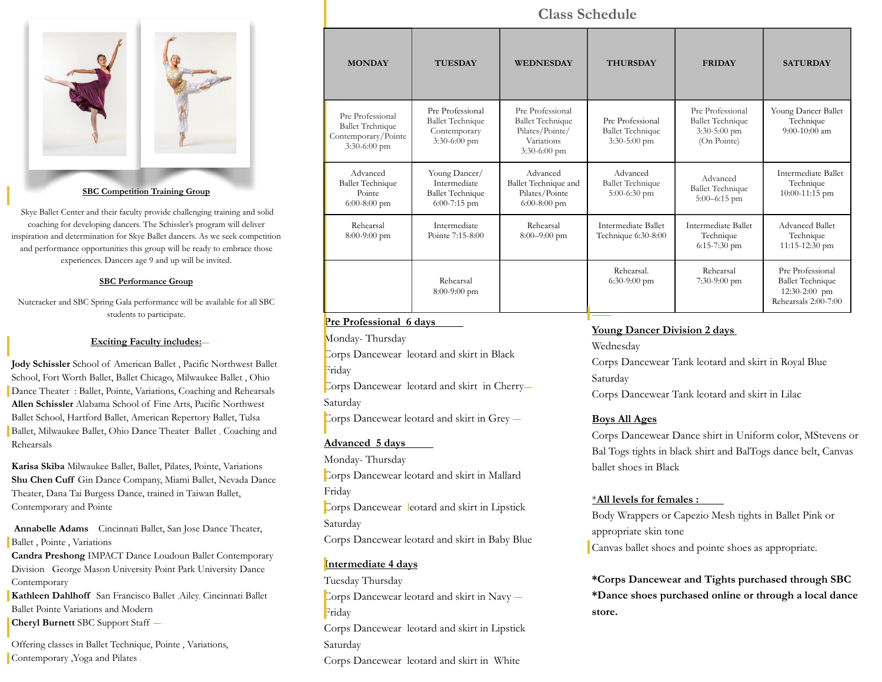**SBC Competition Training Group**

Skye Ballet Center and their faculty provide challenging training and solid coaching for developing dancers. The Schissler's program will deliver inspiration and determination for Skye Ballet dancers. As we seek competition and performance opportunities this group will be ready to embrace those experiences. Dancers age 9 and up will be invited.

**SBC Performance Group**

Nutcracker and SBC Spring Gala performance will be available for all SBC students to participate.

**Exciting Faculty includes:**

**Jody Schissler** School of American Ballet , Pacific Northwest Ballet School, Fort Worth Ballet, Ballet Chicago, Milwaukee Ballet , Ohio Dance Theater : Ballet, Pointe, Variations, Coaching and Rehearsals
**Allen Schissler** Alabama School of Fine Arts, Pacific Northwest Ballet School, Hartford Ballet, American Repertory Ballet, Tulsa Ballet, Milwaukee Ballet, Ohio Dance Theater Ballet , Coaching and Rehearsals

**Karisa Skiba** Milwaukee Ballet, Ballet, Pilates, Pointe, Variations
**Shu Chen Cuff** Gin Dance Company, Miami Ballet, Nevada Dance Theater, Dana Tai Burgess Dance, trained in Taiwan Ballet, Contemporary and Pointe

**Annabelle Adams** Cincinnati Ballet, San Jose Dance Theater, Ballet , Pointe , Variations
**Candra Preshong** IMPACT Dance Loudoun Ballet Contemporary Division George Mason University Point Park University Dance Contemporary
**Kathleen Dahlhoff** San Francisco Ballet ,Ailey, Cincinnati Ballet Ballet Pointe Variations and Modern
**Cheryl Burnett** SBC Support Staff

Offering classes in Ballet Technique, Pointe , Variations, Contemporary ,Yoga and Pilates .

## Class Schedule

| MONDAY | TUESDAY | WEDNESDAY | THURSDAY | FRIDAY | SATURDAY |
|---|---|---|---|---|---|
| Pre Professional Ballet Trchnique Contemporary/Pointe 3:30-6:00 pm | Pre Professional Ballet Technique Contemporary 3:30-6:00 pm | Pre Professional Ballet Technique Pilates/Pointe/ Variations 3:30-6:00 pm | Pre Professional Ballet Technique 3:30-5:00 pm | Pre Professional Ballet Technique 3:30-5:00 pm (On Pointe) | Young Dancer Ballet Technique 9:00-10:00 am |
| Advanced Ballet Technique Pointe 6:00-8:00 pm | Young Dancer/ Intermediate Ballet Technique 6:00-7:15 pm | Advanced Ballet Technique and Pilates/Pointe 6:00-8:00 pm | Advanced Ballet Technique 5:00-6:30 pm | Advanced Ballet Technique 5:00–6:15 pm | Intermediate Ballet Technique 10:00-11:15 pm |
| Rehearsal 8:00-9:00 pm | Intermediate Pointe 7:15-8:00 | Rehearsal 8:00–9:00 pm | Intermediate Ballet Technique 6:30-8:00 | Intermediate Ballet Technique 6:15-7:30 pm | Advanced Ballet Technique 11:15-12:30 pm |
| | Rehearsal 8:00-9:00 pm | | Rehearsal. 6:30-9:00 pm | Rehearsal 7:30-9:00 pm | Pre Professional Ballet Technique 12:30-2:00 pm Rehearsals 2:00-7:00 |

**Pre Professional 6 days**

Monday- Thursday
Corps Dancewear leotard and skirt in Black
Friday
Corps Dancewear leotard and skirt in Cherry
Saturday
Corps Dancewear leotard and skirt in Grey

**Advanced 5 days**

Monday- Thursday
Corps Dancewear leotard and skirt in Mallard
Friday
Corps Dancewear leotard and skirt in Lipstick
Saturday
Corps Dancewear leotard and skirt in Baby Blue

**Intermediate 4 days**

Tuesday Thursday
Corps Dancewear leotard and skirt in Navy
Friday
Corps Dancewear leotard and skirt in Lipstick
Saturday
Corps Dancewear leotard and skirt in White

**Young Dancer Division 2 days**

Wednesday
Corps Dancewear Tank leotard and skirt in Royal Blue
Saturday
Corps Dancewear Tank leotard and skirt in Lilac

**Boys All Ages**

Corps Dancewear Dance shirt in Uniform color, MStevens or Bal Togs tights in black shirt and BalTogs dance belt, Canvas ballet shoes in Black

*__All levels for females :__

Body Wrappers or Capezio Mesh tights in Ballet Pink or appropriate skin tone
Canvas ballet shoes and pointe shoes as appropriate.

**\*Corps Dancewear and Tights purchased through SBC**
**\*Dance shoes purchased online or through a local dance store.**